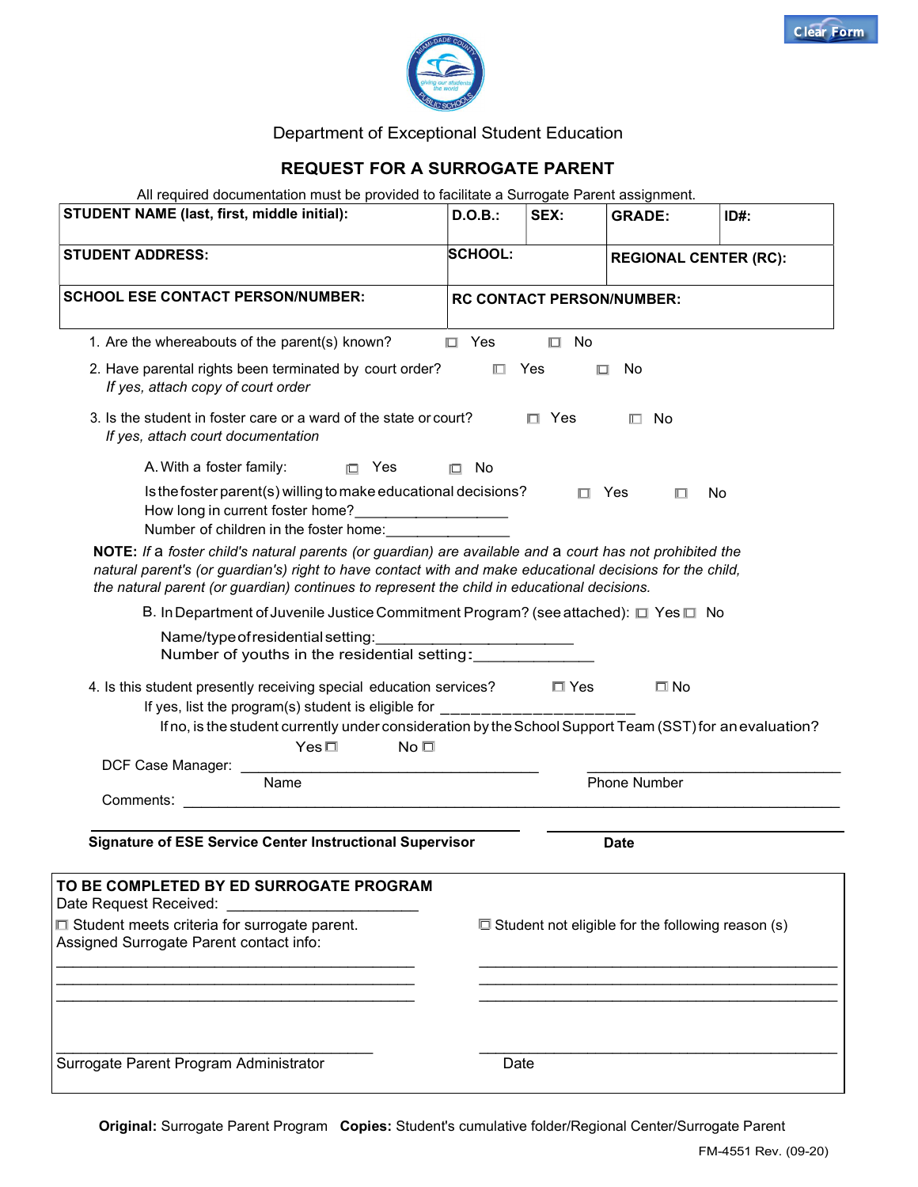Clear Form

Department of Exceptional Student Education

## REQUEST FOR A SURROGATE PARENT

All required documentation must be provided to facilitate a Surrogate Parent assignment.

| **STUDENT NAME (last, first, middle initial):** | **D.O.B.:** | **SEX:** | **GRADE:** | **ID#:** |
|---|---|---|---|---|
| **STUDENT ADDRESS:** | **SCHOOL:** | | **REGIONAL CENTER (RC):** | |
| **SCHOOL ESE CONTACT PERSON/NUMBER:** | **RC CONTACT PERSON/NUMBER:** | | | |

1. Are the whereabouts of the parent(s) known? ☐ Yes ☐ No
2. Have parental rights been terminated by court order? ☐ Yes ☐ No
   *If yes, attach copy of court order*
3. Is the student in foster care or a ward of the state or court? ☐ Yes ☐ No
   *If yes, attach court documentation*

   A. With a foster family: ☐ Yes ☐ No

   Is the foster parent(s) willing to make educational decisions? ☐ Yes ☐ No
   How long in current foster home?_________________
   Number of children in the foster home:_______________

**NOTE:** *If a foster child's natural parents (or guardian) are available and a court has not prohibited the natural parent's (or guardian's) right to have contact with and make educational decisions for the child, the natural parent (or guardian) continues to represent the child in educational decisions.*

   B. In Department of Juvenile Justice Commitment Program? (see attached): ☐ Yes ☐ No

   Name/type of residential setting:_______________________
   Number of youths in the residential setting:_____________

4. Is this student presently receiving special education services? ☐ Yes ☐ No
   If yes, list the program(s) student is eligible for ____________________
   If no, is the student currently under consideration by the School Support Team (SST) for an evaluation?
   Yes ☐ No ☐

DCF Case Manager: ___________________________________ ________________________________
Name Phone Number

Comments: ______________________________________________________________________________

___________________________________________________ ________________________________
**Signature of ESE Service Center Instructional Supervisor** **Date**

**TO BE COMPLETED BY ED SURROGATE PROGRAM**

Date Request Received: ______________________

☐ Student meets criteria for surrogate parent.
Assigned Surrogate Parent contact info:

__________________________________________
__________________________________________
__________________________________________

☐ Student not eligible for the following reason (s)

__________________________________________
__________________________________________
__________________________________________

_____________________________________ _____________________________________
Surrogate Parent Program Administrator Date

**Original:** Surrogate Parent Program **Copies:** Student's cumulative folder/Regional Center/Surrogate Parent

FM-4551 Rev. (09-20)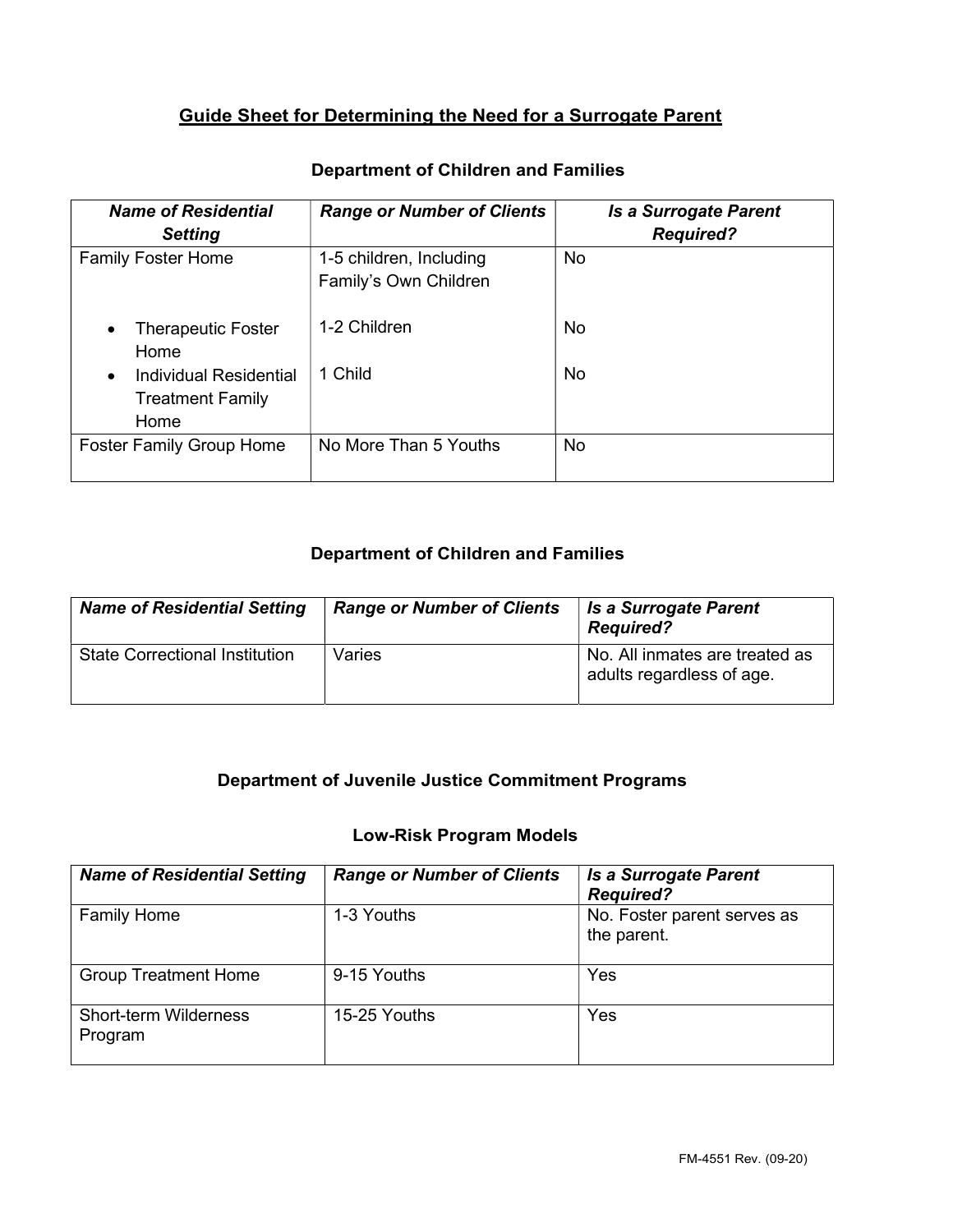## Guide Sheet for Determining the Need for a Surrogate Parent

### Department of Children and Families

| ***Name of Residential Setting*** | ***Range or Number of Clients*** | ***Is a Surrogate Parent Required?*** |
|---|---|---|
| Family Foster Home | 1-5 children, Including Family's Own Children | No |
| • Therapeutic Foster Home | 1-2 Children | No |
| • Individual Residential Treatment Family Home | 1 Child | No |
| Foster Family Group Home | No More Than 5 Youths | No |

### Department of Children and Families

| ***Name of Residential Setting*** | ***Range or Number of Clients*** | ***Is a Surrogate Parent Required?*** |
|---|---|---|
| State Correctional Institution | Varies | No. All inmates are treated as adults regardless of age. |

### Department of Juvenile Justice Commitment Programs

### Low-Risk Program Models

| ***Name of Residential Setting*** | ***Range or Number of Clients*** | ***Is a Surrogate Parent Required?*** |
|---|---|---|
| Family Home | 1-3 Youths | No. Foster parent serves as the parent. |
| Group Treatment Home | 9-15 Youths | Yes |
| Short-term Wilderness Program | 15-25 Youths | Yes |

FM-4551 Rev. (09-20)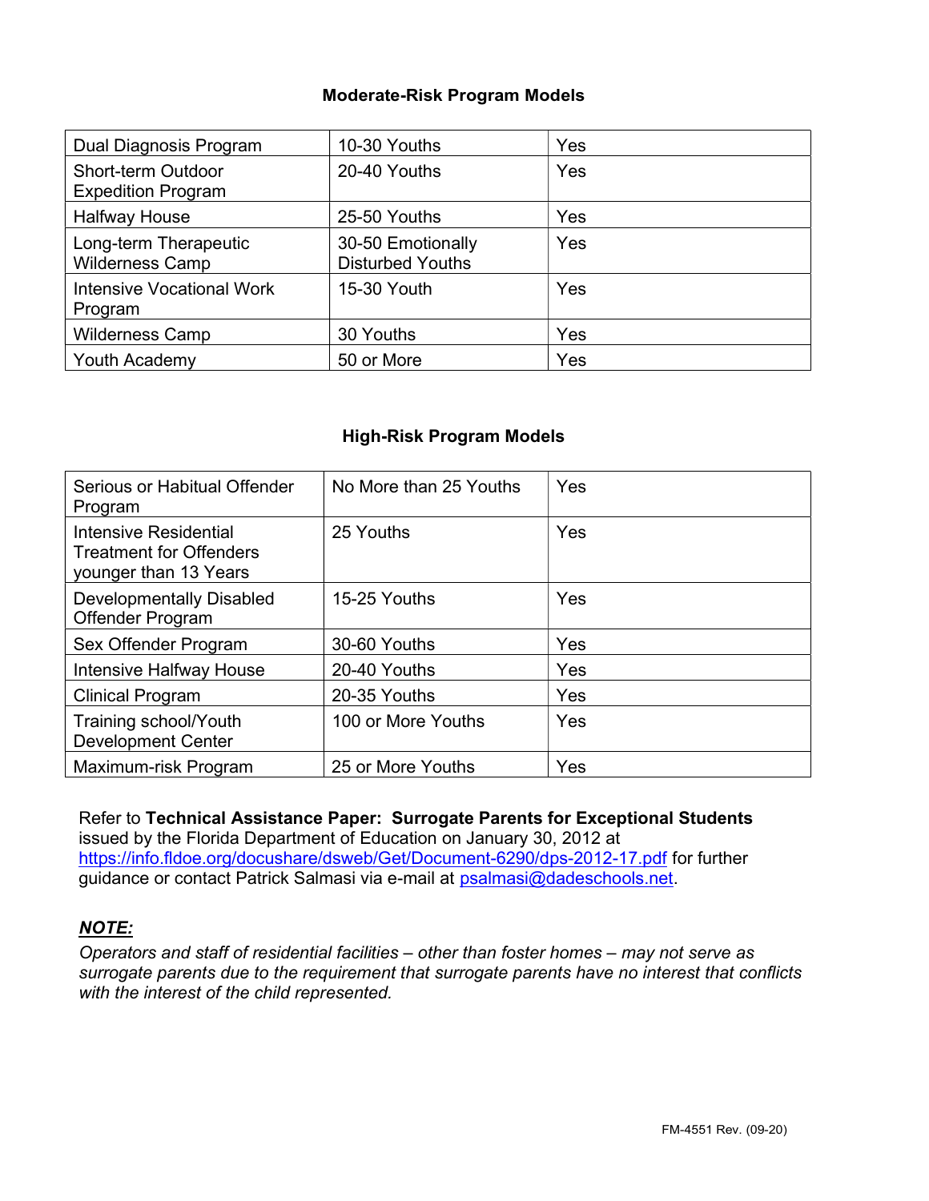**Moderate-Risk Program Models**

| | | |
|---|---|---|
| Dual Diagnosis Program | 10-30 Youths | Yes |
| Short-term Outdoor Expedition Program | 20-40 Youths | Yes |
| Halfway House | 25-50 Youths | Yes |
| Long-term Therapeutic Wilderness Camp | 30-50 Emotionally Disturbed Youths | Yes |
| Intensive Vocational Work Program | 15-30 Youth | Yes |
| Wilderness Camp | 30 Youths | Yes |
| Youth Academy | 50 or More | Yes |

**High-Risk Program Models**

| | | |
|---|---|---|
| Serious or Habitual Offender Program | No More than 25 Youths | Yes |
| Intensive Residential Treatment for Offenders younger than 13 Years | 25 Youths | Yes |
| Developmentally Disabled Offender Program | 15-25 Youths | Yes |
| Sex Offender Program | 30-60 Youths | Yes |
| Intensive Halfway House | 20-40 Youths | Yes |
| Clinical Program | 20-35 Youths | Yes |
| Training school/Youth Development Center | 100 or More Youths | Yes |
| Maximum-risk Program | 25 or More Youths | Yes |

Refer to **Technical Assistance Paper: Surrogate Parents for Exceptional Students** issued by the Florida Department of Education on January 30, 2012 at https://info.fldoe.org/docushare/dsweb/Get/Document-6290/dps-2012-17.pdf for further guidance or contact Patrick Salmasi via e-mail at psalmasi@dadeschools.net.

***NOTE:***

*Operators and staff of residential facilities – other than foster homes – may not serve as surrogate parents due to the requirement that surrogate parents have no interest that conflicts with the interest of the child represented.*

FM-4551 Rev. (09-20)